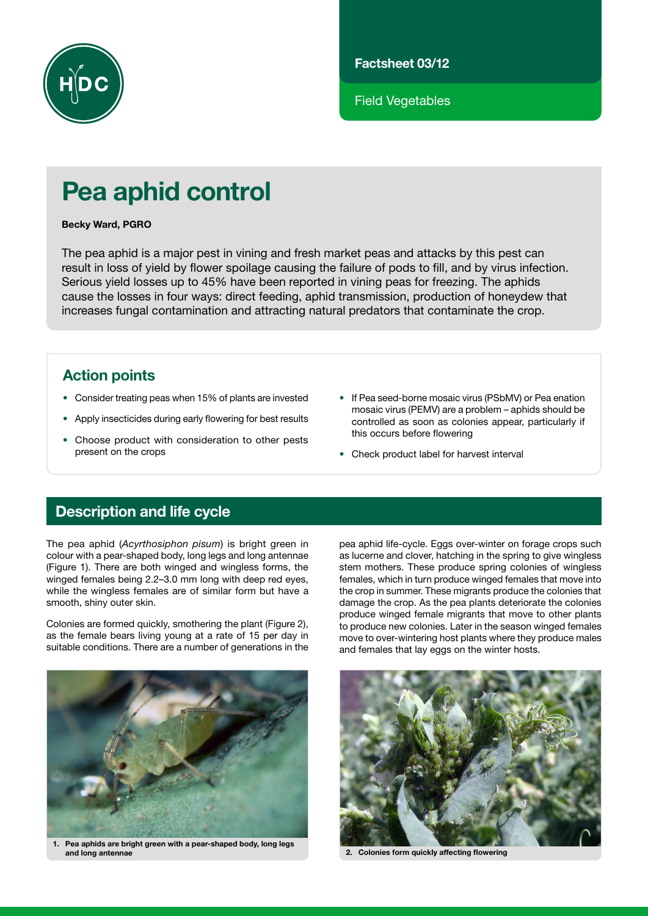Factsheet 03/12

Field Vegetables

# Pea aphid control

**Becky Ward, PGRO**

The pea aphid is a major pest in vining and fresh market peas and attacks by this pest can result in loss of yield by flower spoilage causing the failure of pods to fill, and by virus infection. Serious yield losses up to 45% have been reported in vining peas for freezing. The aphids cause the losses in four ways: direct feeding, aphid transmission, production of honeydew that increases fungal contamination and attracting natural predators that contaminate the crop.

## Action points

- Consider treating peas when 15% of plants are invested
- Apply insecticides during early flowering for best results
- Choose product with consideration to other pests present on the crops
- If Pea seed-borne mosaic virus (PSbMV) or Pea enation mosaic virus (PEMV) are a problem – aphids should be controlled as soon as colonies appear, particularly if this occurs before flowering
- Check product label for harvest interval

## Description and life cycle

The pea aphid (*Acyrthosiphon pisum*) is bright green in colour with a pear-shaped body, long legs and long antennae (Figure 1). There are both winged and wingless forms, the winged females being 2.2–3.0 mm long with deep red eyes, while the wingless females are of similar form but have a smooth, shiny outer skin.

Colonies are formed quickly, smothering the plant (Figure 2), as the female bears living young at a rate of 15 per day in suitable conditions. There are a number of generations in the pea aphid life-cycle. Eggs over-winter on forage crops such as lucerne and clover, hatching in the spring to give wingless stem mothers. These produce spring colonies of wingless females, which in turn produce winged females that move into the crop in summer. These migrants produce the colonies that damage the crop. As the pea plants deteriorate the colonies produce winged female migrants that move to other plants to produce new colonies. Later in the season winged females move to over-wintering host plants where they produce males and females that lay eggs on the winter hosts.

1. Pea aphids are bright green with a pear-shaped body, long legs and long antennae

2. Colonies form quickly affecting flowering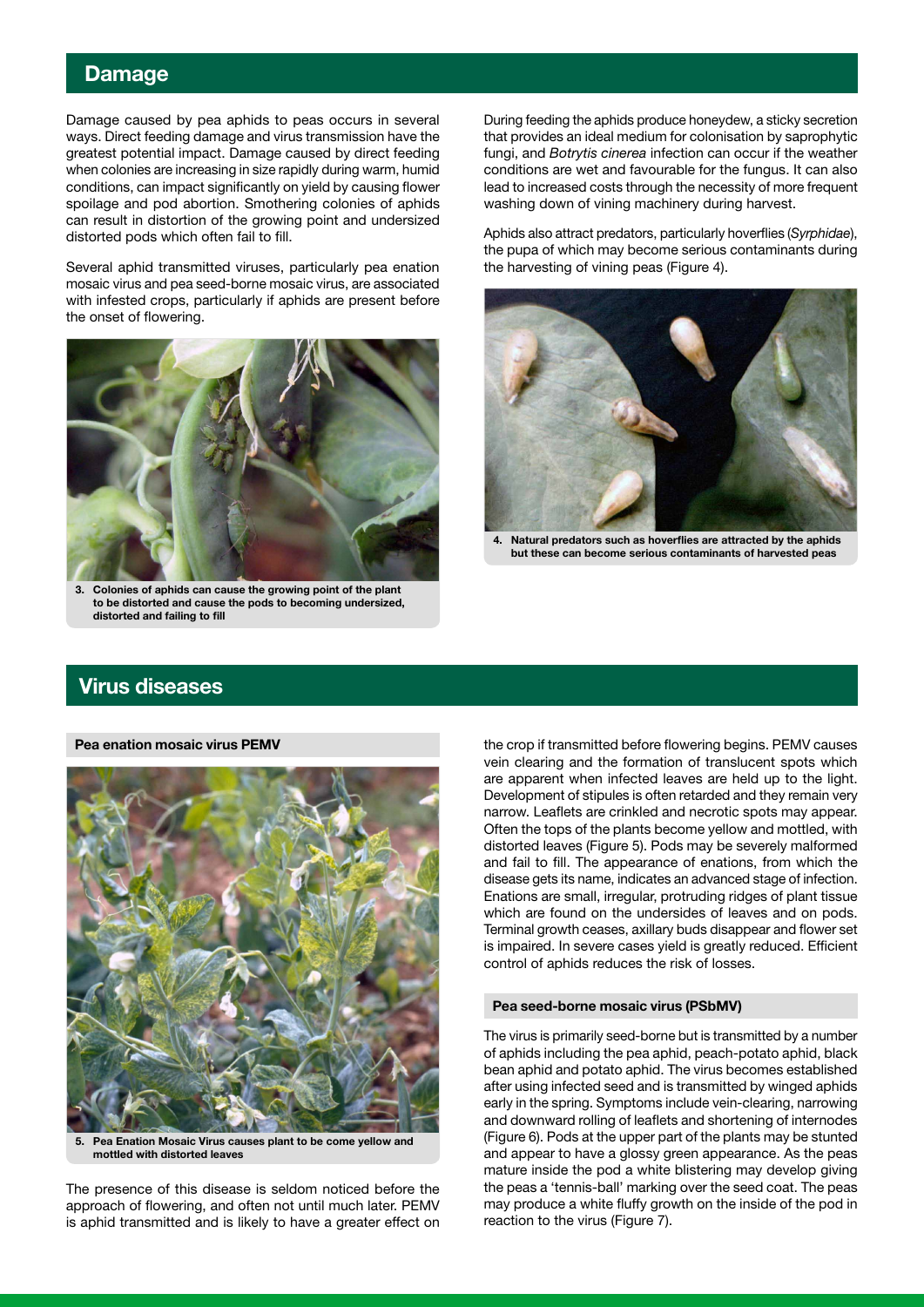## Damage

Damage caused by pea aphids to peas occurs in several ways. Direct feeding damage and virus transmission have the greatest potential impact. Damage caused by direct feeding when colonies are increasing in size rapidly during warm, humid conditions, can impact significantly on yield by causing flower spoilage and pod abortion. Smothering colonies of aphids can result in distortion of the growing point and undersized distorted pods which often fail to fill.

Several aphid transmitted viruses, particularly pea enation mosaic virus and pea seed-borne mosaic virus, are associated with infested crops, particularly if aphids are present before the onset of flowering.

**3. Colonies of aphids can cause the growing point of the plant to be distorted and cause the pods to becoming undersized, distorted and failing to fill**

During feeding the aphids produce honeydew, a sticky secretion that provides an ideal medium for colonisation by saprophytic fungi, and *Botrytis cinerea* infection can occur if the weather conditions are wet and favourable for the fungus. It can also lead to increased costs through the necessity of more frequent washing down of vining machinery during harvest.

Aphids also attract predators, particularly hoverflies (*Syrphidae*), the pupa of which may become serious contaminants during the harvesting of vining peas (Figure 4).

**4. Natural predators such as hoverflies are attracted by the aphids but these can become serious contaminants of harvested peas**

## Virus diseases

### Pea enation mosaic virus PEMV

**5. Pea Enation Mosaic Virus causes plant to be come yellow and mottled with distorted leaves**

The presence of this disease is seldom noticed before the approach of flowering, and often not until much later. PEMV is aphid transmitted and is likely to have a greater effect on the crop if transmitted before flowering begins. PEMV causes vein clearing and the formation of translucent spots which are apparent when infected leaves are held up to the light. Development of stipules is often retarded and they remain very narrow. Leaflets are crinkled and necrotic spots may appear. Often the tops of the plants become yellow and mottled, with distorted leaves (Figure 5). Pods may be severely malformed and fail to fill. The appearance of enations, from which the disease gets its name, indicates an advanced stage of infection. Enations are small, irregular, protruding ridges of plant tissue which are found on the undersides of leaves and on pods. Terminal growth ceases, axillary buds disappear and flower set is impaired. In severe cases yield is greatly reduced. Efficient control of aphids reduces the risk of losses.

### Pea seed-borne mosaic virus (PSbMV)

The virus is primarily seed-borne but is transmitted by a number of aphids including the pea aphid, peach-potato aphid, black bean aphid and potato aphid. The virus becomes established after using infected seed and is transmitted by winged aphids early in the spring. Symptoms include vein-clearing, narrowing and downward rolling of leaflets and shortening of internodes (Figure 6). Pods at the upper part of the plants may be stunted and appear to have a glossy green appearance. As the peas mature inside the pod a white blistering may develop giving the peas a 'tennis-ball' marking over the seed coat. The peas may produce a white fluffy growth on the inside of the pod in reaction to the virus (Figure 7).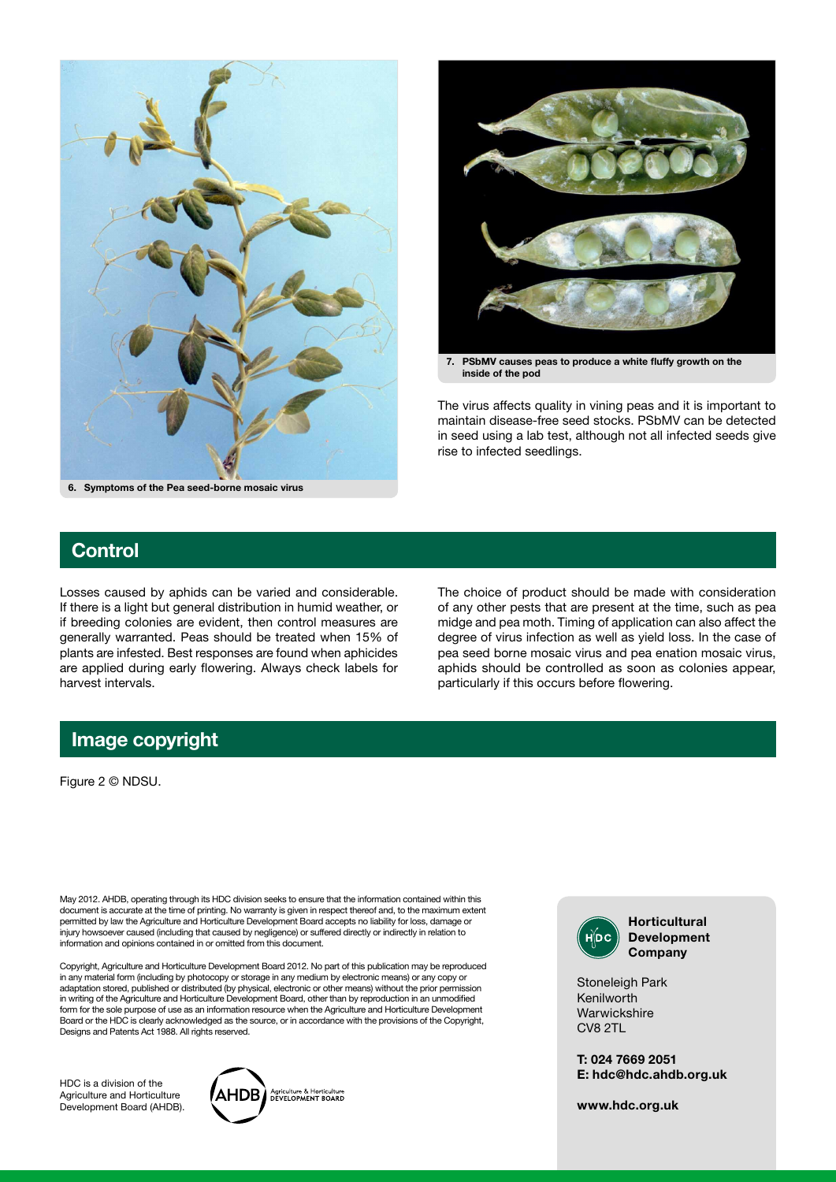6. Symptoms of the Pea seed-borne mosaic virus

7. PSbMV causes peas to produce a white fluffy growth on the inside of the pod

The virus affects quality in vining peas and it is important to maintain disease-free seed stocks. PSbMV can be detected in seed using a lab test, although not all infected seeds give rise to infected seedlings.

## Control

Losses caused by aphids can be varied and considerable. If there is a light but general distribution in humid weather, or if breeding colonies are evident, then control measures are generally warranted. Peas should be treated when 15% of plants are infested. Best responses are found when aphicides are applied during early flowering. Always check labels for harvest intervals.

The choice of product should be made with consideration of any other pests that are present at the time, such as pea midge and pea moth. Timing of application can also affect the degree of virus infection as well as yield loss. In the case of pea seed borne mosaic virus and pea enation mosaic virus, aphids should be controlled as soon as colonies appear, particularly if this occurs before flowering.

## Image copyright

Figure 2 © NDSU.

May 2012. AHDB, operating through its HDC division seeks to ensure that the information contained within this document is accurate at the time of printing. No warranty is given in respect thereof and, to the maximum extent permitted by law the Agriculture and Horticulture Development Board accepts no liability for loss, damage or injury howsoever caused (including that caused by negligence) or suffered directly or indirectly in relation to information and opinions contained in or omitted from this document.

Copyright, Agriculture and Horticulture Development Board 2012. No part of this publication may be reproduced in any material form (including by photocopy or storage in any medium by electronic means) or any copy or adaptation stored, published or distributed (by physical, electronic or other means) without the prior permission in writing of the Agriculture and Horticulture Development Board, other than by reproduction in an unmodified form for the sole purpose of use as an information resource when the Agriculture and Horticulture Development Board or the HDC is clearly acknowledged as the source, or in accordance with the provisions of the Copyright, Designs and Patents Act 1988. All rights reserved.

HDC is a division of the Agriculture and Horticulture Development Board (AHDB).

AHDB Agriculture & Horticulture DEVELOPMENT BOARD

**Horticultural Development Company**

Stoneleigh Park
Kenilworth
Warwickshire
CV8 2TL

**T: 024 7669 2051**
**E: hdc@hdc.ahdb.org.uk**

**www.hdc.org.uk**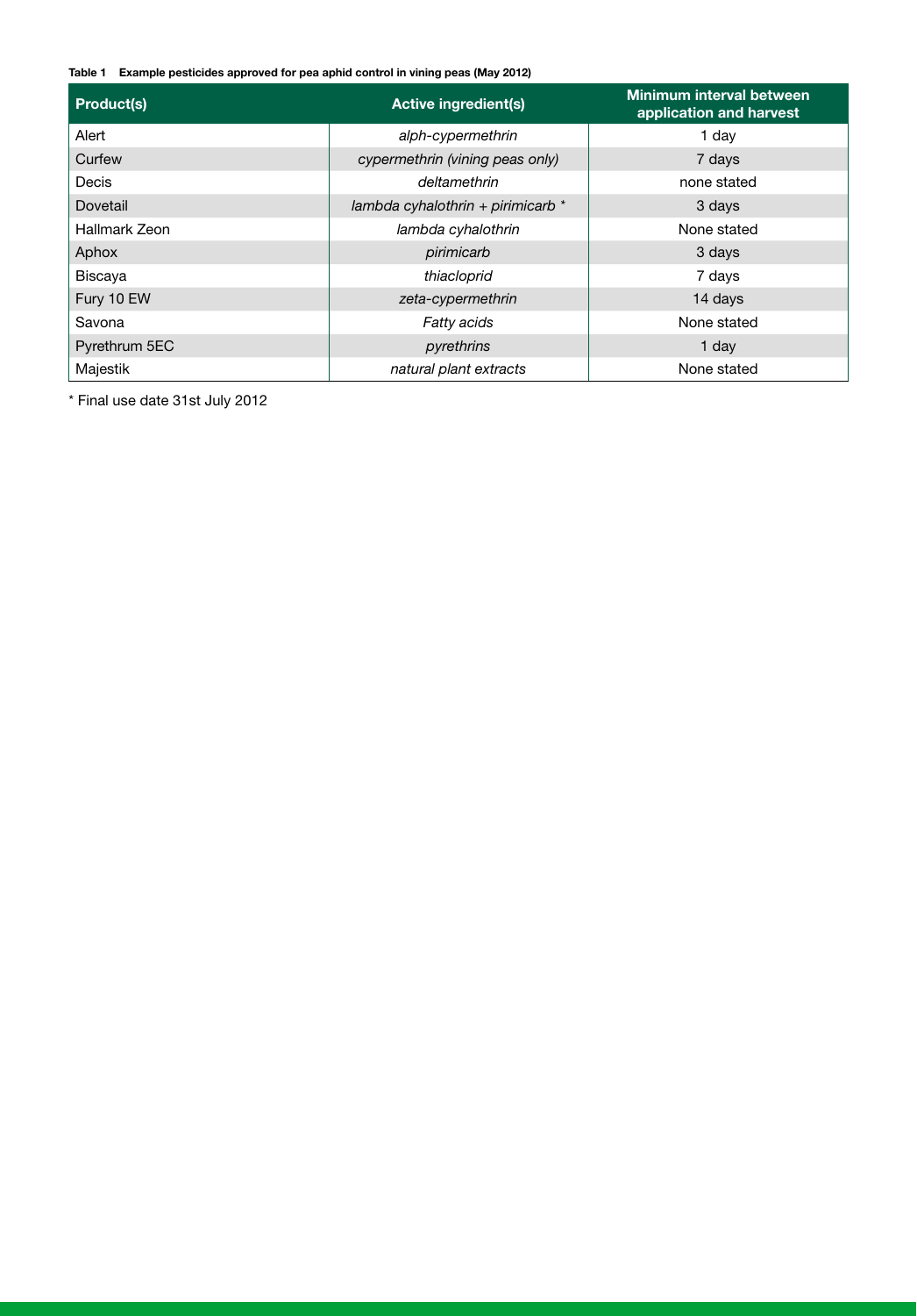**Table 1 Example pesticides approved for pea aphid control in vining peas (May 2012)**

| Product(s) | Active ingredient(s) | Minimum interval between application and harvest |
|---|---|---|
| Alert | *alph-cypermethrin* | 1 day |
| Curfew | *cypermethrin (vining peas only)* | 7 days |
| Decis | *deltamethrin* | none stated |
| Dovetail | *lambda cyhalothrin + pirimicarb* * | 3 days |
| Hallmark Zeon | *lambda cyhalothrin* | None stated |
| Aphox | *pirimicarb* | 3 days |
| Biscaya | *thiacloprid* | 7 days |
| Fury 10 EW | *zeta-cypermethrin* | 14 days |
| Savona | *Fatty acids* | None stated |
| Pyrethrum 5EC | *pyrethrins* | 1 day |
| Majestik | *natural plant extracts* | None stated |

* Final use date 31st July 2012